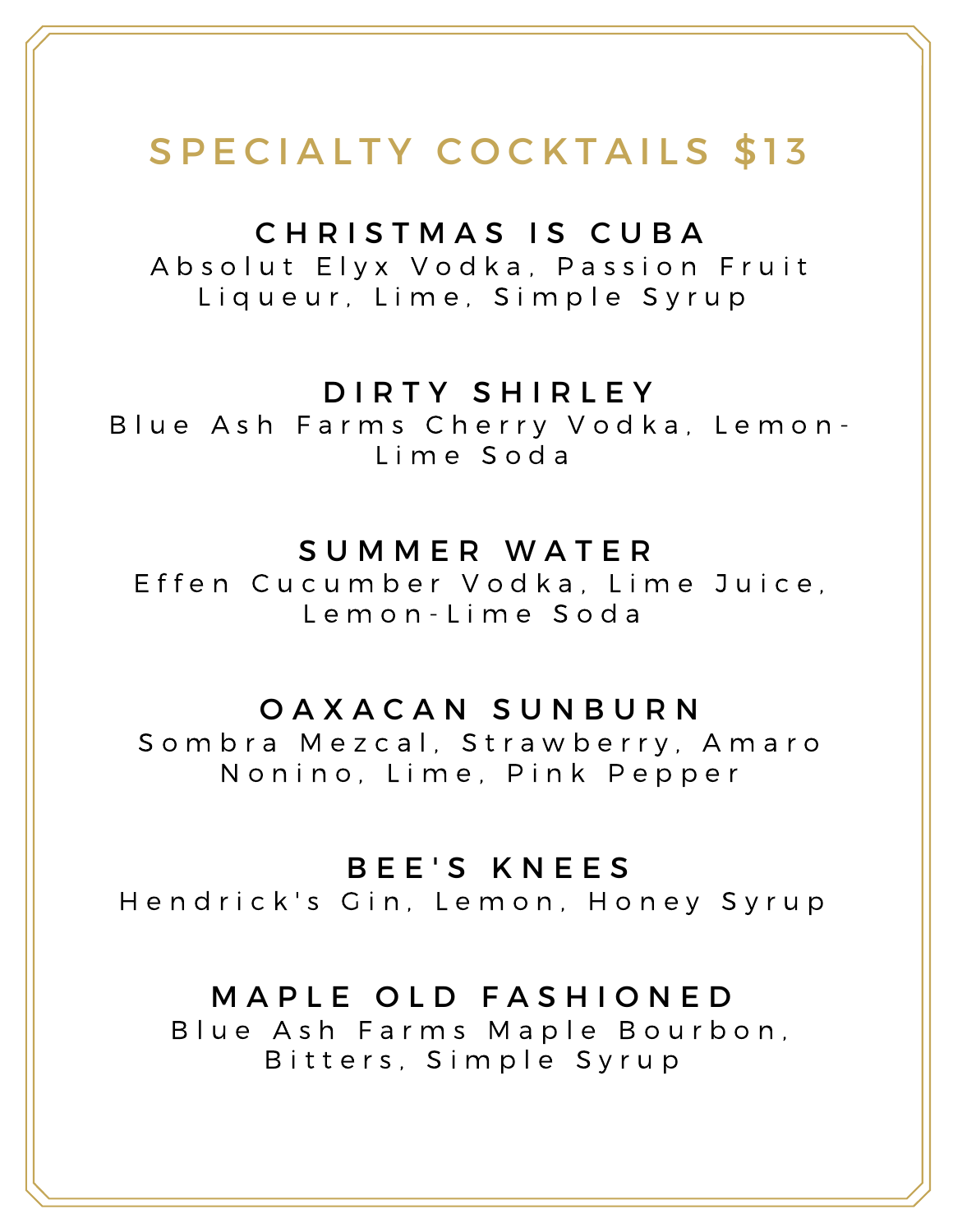# SPECIALTY COCKTAILS $13

## CHRISTMAS IS CUBA

Absolut Elyx Vodka, Passion Fruit Liqueur, Lime, Simple Syrup

## DIRTY SHIRLEY

Blue Ash Farms Cherry Vodka, Lemon-Lime Soda

## SUMMER WATER

Effen Cucumber Vodka, Lime Juice, Lemon-Lime Soda

## OAXACAN SUNBURN

Sombra Mezcal, Strawberry, Amaro Nonino, Lime, Pink Pepper

## BEE'S KNEES

Hendrick's Gin, Lemon, Honey Syrup

## MAPLE OLD FASHIONED

Blue Ash Farms Maple Bourbon, Bitters, Simple Syrup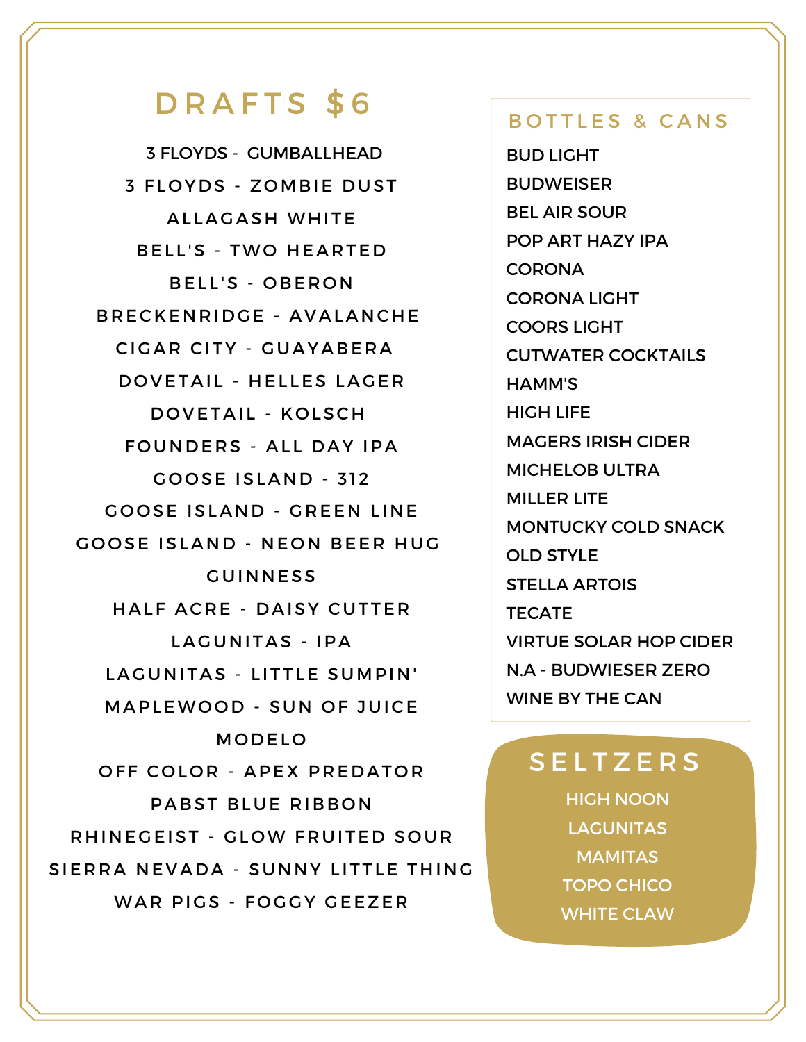## DRAFTS $6

3 FLOYDS - GUMBALLHEAD
3 FLOYDS - ZOMBIE DUST
ALLAGASH WHITE
BELL'S - TWO HEARTED
BELL'S - OBERON
BRECKENRIDGE - AVALANCHE
CIGAR CITY - GUAYABERA
DOVETAIL - HELLES LAGER
DOVETAIL - KOLSCH
FOUNDERS - ALL DAY IPA
GOOSE ISLAND - 312
GOOSE ISLAND - GREEN LINE
GOOSE ISLAND - NEON BEER HUG
GUINNESS
HALF ACRE - DAISY CUTTER
LAGUNITAS - IPA
LAGUNITAS - LITTLE SUMPIN'
MAPLEWOOD - SUN OF JUICE
MODELO
OFF COLOR - APEX PREDATOR
PABST BLUE RIBBON
RHINEGEIST - GLOW FRUITED SOUR
SIERRA NEVADA - SUNNY LITTLE THING
WAR PIGS - FOGGY GEEZER

## BOTTLES & CANS

BUD LIGHT
BUDWEISER
BEL AIR SOUR
POP ART HAZY IPA
CORONA
CORONA LIGHT
COORS LIGHT
CUTWATER COCKTAILS
HAMM'S
HIGH LIFE
MAGERS IRISH CIDER
MICHELOB ULTRA
MILLER LITE
MONTUCKY COLD SNACK
OLD STYLE
STELLA ARTOIS
TECATE
VIRTUE SOLAR HOP CIDER
N.A - BUDWIESER ZERO
WINE BY THE CAN

## SELTZERS

HIGH NOON
LAGUNITAS
MAMITAS
TOPO CHICO
WHITE CLAW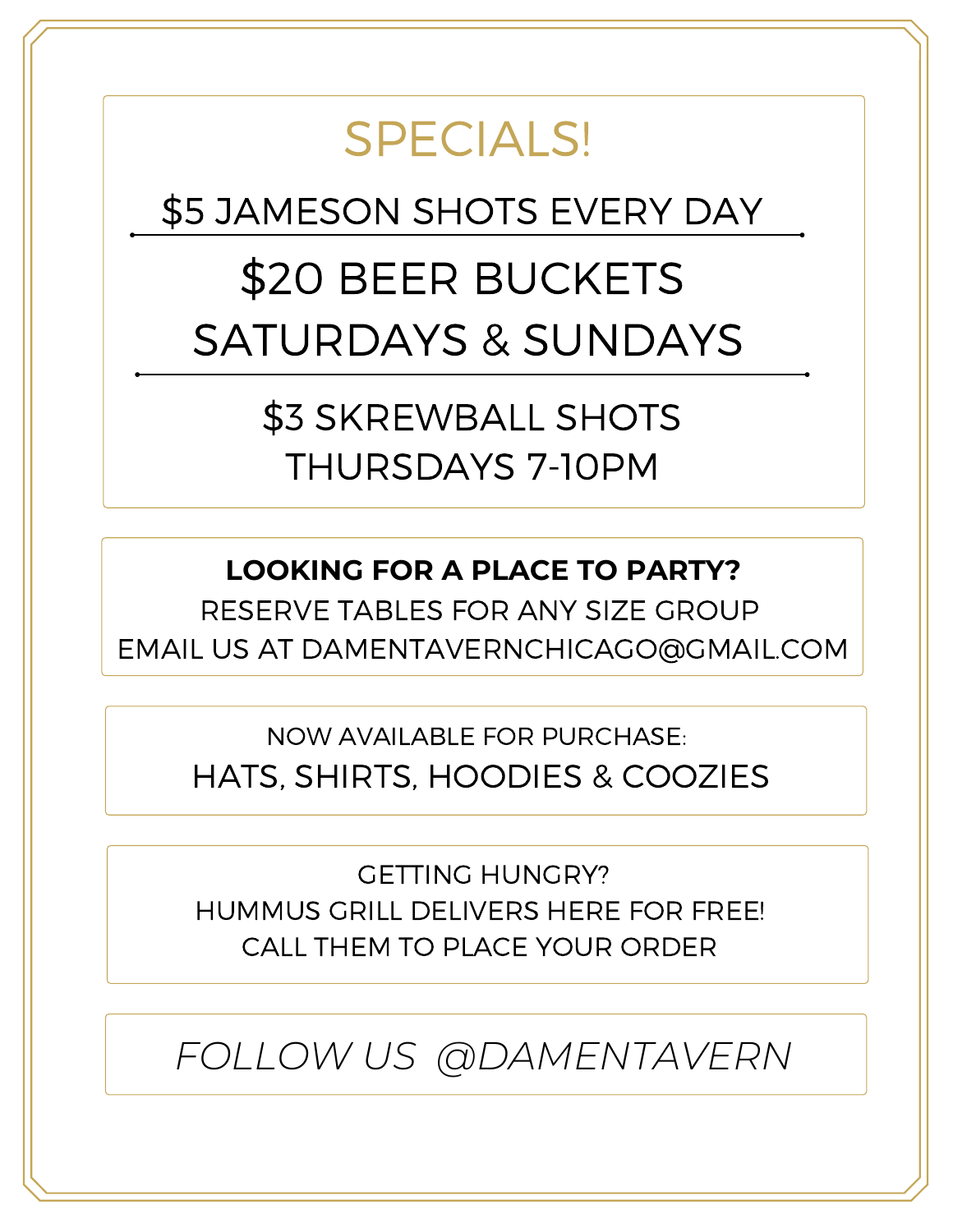# SPECIALS!

$5 JAMESON SHOTS EVERY DAY

---

$20 BEER BUCKETS
SATURDAYS & SUNDAYS

---

$3 SKREWBALL SHOTS
THURSDAYS 7-10PM

**LOOKING FOR A PLACE TO PARTY?**
RESERVE TABLES FOR ANY SIZE GROUP
EMAIL US AT DAMENTAVERNCHICAGO@GMAIL.COM

NOW AVAILABLE FOR PURCHASE:
HATS, SHIRTS, HOODIES & COOZIES

GETTING HUNGRY?
HUMMUS GRILL DELIVERS HERE FOR FREE!
CALL THEM TO PLACE YOUR ORDER

*FOLLOW US @DAMENTAVERN*